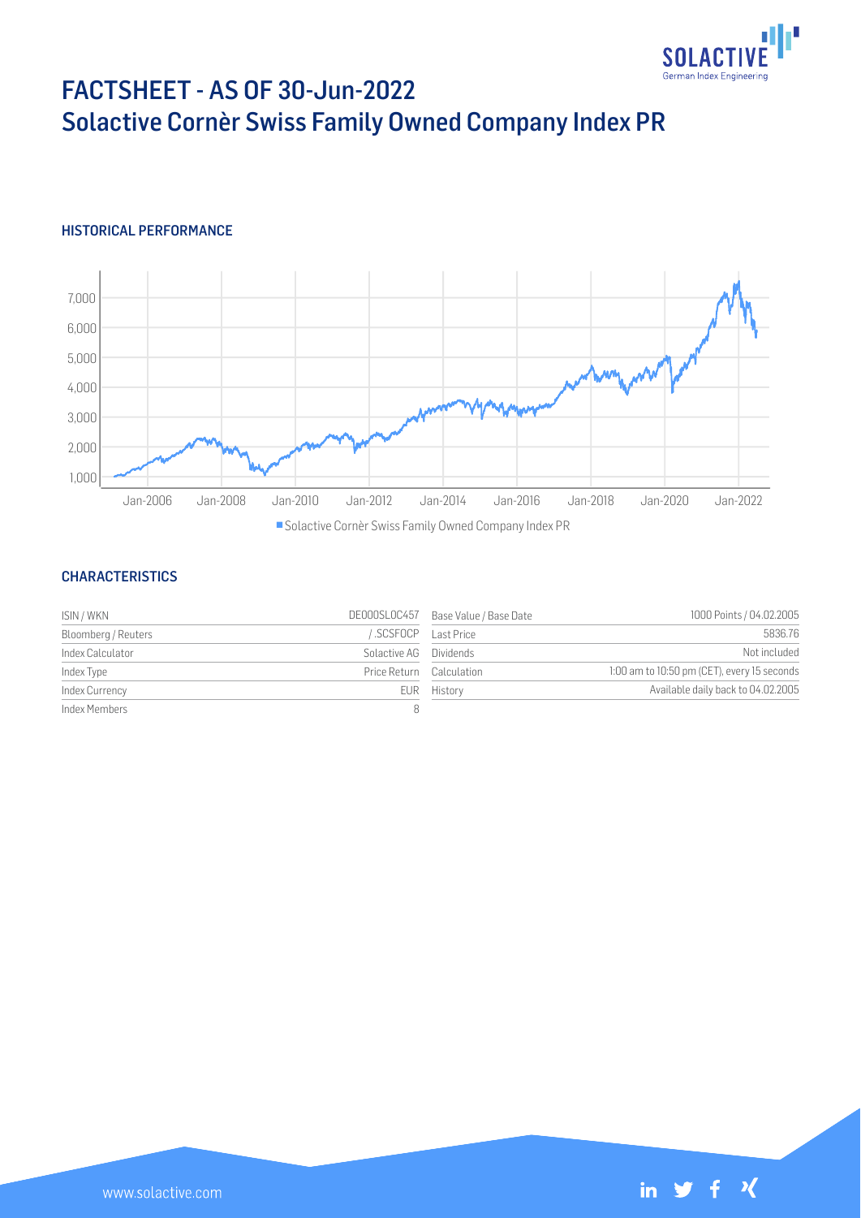# FACTSHEET - AS OF 30-Jun-2022
# Solactive Cornèr Swiss Family Owned Company Index PR

## HISTORICAL PERFORMANCE

## CHARACTERISTICS

| | | | |
|---|---|---|---|
| ISIN / WKN | DE000SL0C457 | Base Value / Base Date | 1000 Points / 04.02.2005 |
| Bloomberg / Reuters | / .SCSFOCP | Last Price | 5836.76 |
| Index Calculator | Solactive AG | Dividends | Not included |
| Index Type | Price Return | Calculation | 1:00 am to 10:50 pm (CET), every 15 seconds |
| Index Currency | EUR | History | Available daily back to 04.02.2005 |
| Index Members | 8 | | |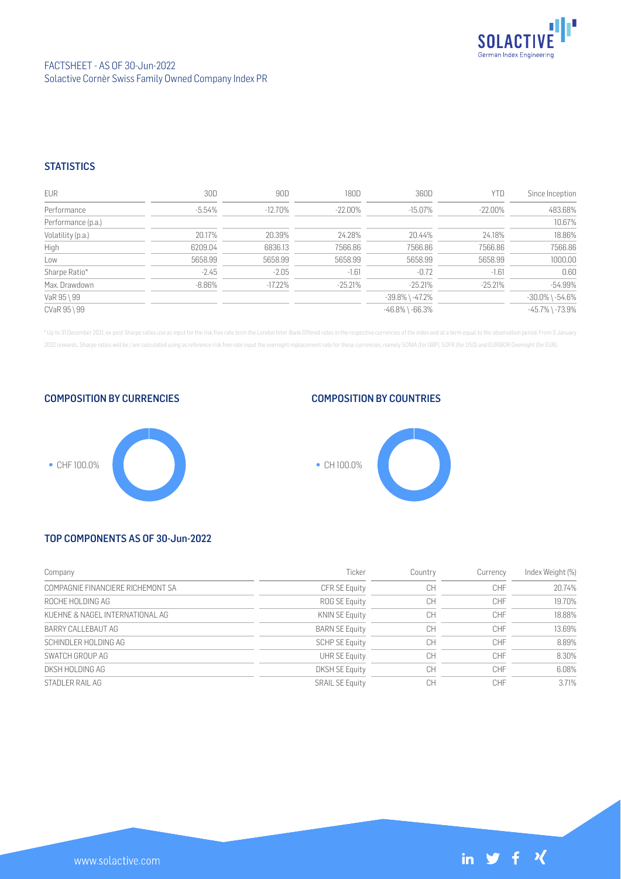FACTSHEET - AS OF 30-Jun-2022
Solactive Cornèr Swiss Family Owned Company Index PR

## STATISTICS

| EUR | 30D | 90D | 180D | 360D | YTD | Since Inception |
|---|---|---|---|---|---|---|
| Performance | -5.54% | -12.70% | -22.00% | -15.07% | -22.00% | 483.68% |
| Performance (p.a.) | | | | | | 10.67% |
| Volatility (p.a.) | 20.17% | 20.39% | 24.28% | 20.44% | 24.18% | 18.86% |
| High | 6209.04 | 6836.13 | 7566.86 | 7566.86 | 7566.86 | 7566.86 |
| Low | 5658.99 | 5658.99 | 5658.99 | 5658.99 | 5658.99 | 1000.00 |
| Sharpe Ratio* | -2.45 | -2.05 | -1.61 | -0.72 | -1.61 | 0.60 |
| Max. Drawdown | -8.86% | -17.22% | -25.21% | -25.21% | -25.21% | -54.99% |
| VaR 95 \ 99 | | | | -39.8% \ -47.2% | | -30.0% \ -54.6% |
| CVaR 95 \ 99 | | | | -46.8% \ -66.3% | | -45.7% \ -73.9% |

* Up to 31 December 2021, ex-post Sharpe ratios use as input for the risk free rate term the London Inter-Bank Offered rates in the respective currencies of the index and at a term equal to the observation period. From 3 January 2022 onwards, Sharpe ratios will be / are calculated using as reference risk free rate input the overnight replacement rate for these currencies, namely SONIA (for GBP), SOFR (for USD) and EURIBOR Overnight (for EUR).

## COMPOSITION BY CURRENCIES

- CHF 100.0%

## COMPOSITION BY COUNTRIES

- CH 100.0%

## TOP COMPONENTS AS OF 30-Jun-2022

| Company | Ticker | Country | Currency | Index Weight (%) |
|---|---|---|---|---|
| COMPAGNIE FINANCIERE RICHEMONT SA | CFR SE Equity | CH | CHF | 20.74% |
| ROCHE HOLDING AG | ROG SE Equity | CH | CHF | 19.70% |
| KUEHNE & NAGEL INTERNATIONAL AG | KNIN SE Equity | CH | CHF | 18.88% |
| BARRY CALLEBAUT AG | BARN SE Equity | CH | CHF | 13.69% |
| SCHINDLER HOLDING AG | SCHP SE Equity | CH | CHF | 8.89% |
| SWATCH GROUP AG | UHR SE Equity | CH | CHF | 8.30% |
| DKSH HOLDING AG | DKSH SE Equity | CH | CHF | 6.08% |
| STADLER RAIL AG | SRAIL SE Equity | CH | CHF | 3.71% |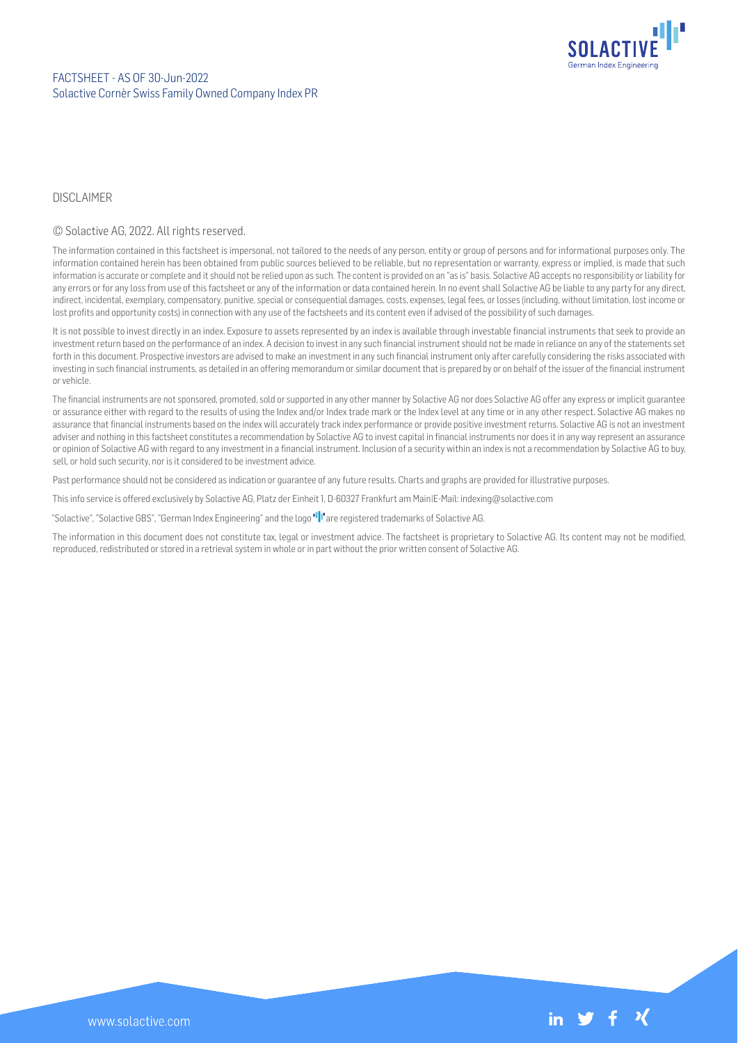DISCLAIMER

© Solactive AG, 2022. All rights reserved.

The information contained in this factsheet is impersonal, not tailored to the needs of any person, entity or group of persons and for informational purposes only. The information contained herein has been obtained from public sources believed to be reliable, but no representation or warranty, express or implied, is made that such information is accurate or complete and it should not be relied upon as such. The content is provided on an "as is" basis. Solactive AG accepts no responsibility or liability for any errors or for any loss from use of this factsheet or any of the information or data contained herein. In no event shall Solactive AG be liable to any party for any direct, indirect, incidental, exemplary, compensatory, punitive, special or consequential damages, costs, expenses, legal fees, or losses (including, without limitation, lost income or lost profits and opportunity costs) in connection with any use of the factsheets and its content even if advised of the possibility of such damages.

It is not possible to invest directly in an index. Exposure to assets represented by an index is available through investable financial instruments that seek to provide an investment return based on the performance of an index. A decision to invest in any such financial instrument should not be made in reliance on any of the statements set forth in this document. Prospective investors are advised to make an investment in any such financial instrument only after carefully considering the risks associated with investing in such financial instruments, as detailed in an offering memorandum or similar document that is prepared by or on behalf of the issuer of the financial instrument or vehicle.

The financial instruments are not sponsored, promoted, sold or supported in any other manner by Solactive AG nor does Solactive AG offer any express or implicit guarantee or assurance either with regard to the results of using the Index and/or Index trade mark or the Index level at any time or in any other respect. Solactive AG makes no assurance that financial instruments based on the index will accurately track index performance or provide positive investment returns. Solactive AG is not an investment adviser and nothing in this factsheet constitutes a recommendation by Solactive AG to invest capital in financial instruments nor does it in any way represent an assurance or opinion of Solactive AG with regard to any investment in a financial instrument. Inclusion of a security within an index is not a recommendation by Solactive AG to buy, sell, or hold such security, nor is it considered to be investment advice.

Past performance should not be considered as indication or guarantee of any future results. Charts and graphs are provided for illustrative purposes.

This info service is offered exclusively by Solactive AG, Platz der Einheit 1, D-60327 Frankfurt am Main|E-Mail: indexing@solactive.com

"Solactive", "Solactive GBS", "German Index Engineering" and the logo are registered trademarks of Solactive AG.

The information in this document does not constitute tax, legal or investment advice. The factsheet is proprietary to Solactive AG. Its content may not be modified, reproduced, redistributed or stored in a retrieval system in whole or in part without the prior written consent of Solactive AG.